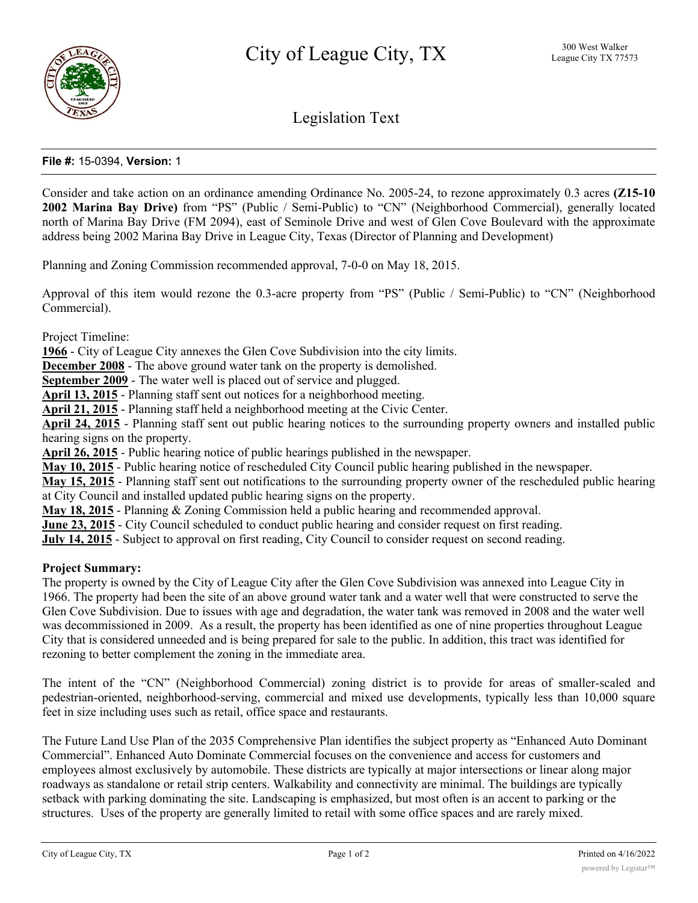# City of League City, TX

300 West Walker
League City TX 77573

## Legislation Text

**File #:** 15-0394, **Version:** 1

Consider and take action on an ordinance amending Ordinance No. 2005-24, to rezone approximately 0.3 acres **(Z15-10 2002 Marina Bay Drive)** from "PS" (Public / Semi-Public) to "CN" (Neighborhood Commercial), generally located north of Marina Bay Drive (FM 2094), east of Seminole Drive and west of Glen Cove Boulevard with the approximate address being 2002 Marina Bay Drive in League City, Texas (Director of Planning and Development)

Planning and Zoning Commission recommended approval, 7-0-0 on May 18, 2015.

Approval of this item would rezone the 0.3-acre property from "PS" (Public / Semi-Public) to "CN" (Neighborhood Commercial).

Project Timeline:
**1966** - City of League City annexes the Glen Cove Subdivision into the city limits.
**December 2008** - The above ground water tank on the property is demolished.
**September 2009** - The water well is placed out of service and plugged.
**April 13, 2015** - Planning staff sent out notices for a neighborhood meeting.
**April 21, 2015** - Planning staff held a neighborhood meeting at the Civic Center.
**April 24, 2015** - Planning staff sent out public hearing notices to the surrounding property owners and installed public hearing signs on the property.
**April 26, 2015** - Public hearing notice of public hearings published in the newspaper.
**May 10, 2015** - Public hearing notice of rescheduled City Council public hearing published in the newspaper.
**May 15, 2015** - Planning staff sent out notifications to the surrounding property owner of the rescheduled public hearing at City Council and installed updated public hearing signs on the property.
**May 18, 2015** - Planning & Zoning Commission held a public hearing and recommended approval.
**June 23, 2015** - City Council scheduled to conduct public hearing and consider request on first reading.
**July 14, 2015** - Subject to approval on first reading, City Council to consider request on second reading.

**Project Summary:**
The property is owned by the City of League City after the Glen Cove Subdivision was annexed into League City in 1966. The property had been the site of an above ground water tank and a water well that were constructed to serve the Glen Cove Subdivision. Due to issues with age and degradation, the water tank was removed in 2008 and the water well was decommissioned in 2009. As a result, the property has been identified as one of nine properties throughout League City that is considered unneeded and is being prepared for sale to the public. In addition, this tract was identified for rezoning to better complement the zoning in the immediate area.

The intent of the "CN" (Neighborhood Commercial) zoning district is to provide for areas of smaller-scaled and pedestrian-oriented, neighborhood-serving, commercial and mixed use developments, typically less than 10,000 square feet in size including uses such as retail, office space and restaurants.

The Future Land Use Plan of the 2035 Comprehensive Plan identifies the subject property as "Enhanced Auto Dominant Commercial". Enhanced Auto Dominate Commercial focuses on the convenience and access for customers and employees almost exclusively by automobile. These districts are typically at major intersections or linear along major roadways as standalone or retail strip centers. Walkability and connectivity are minimal. The buildings are typically setback with parking dominating the site. Landscaping is emphasized, but most often is an accent to parking or the structures. Uses of the property are generally limited to retail with some office spaces and are rarely mixed.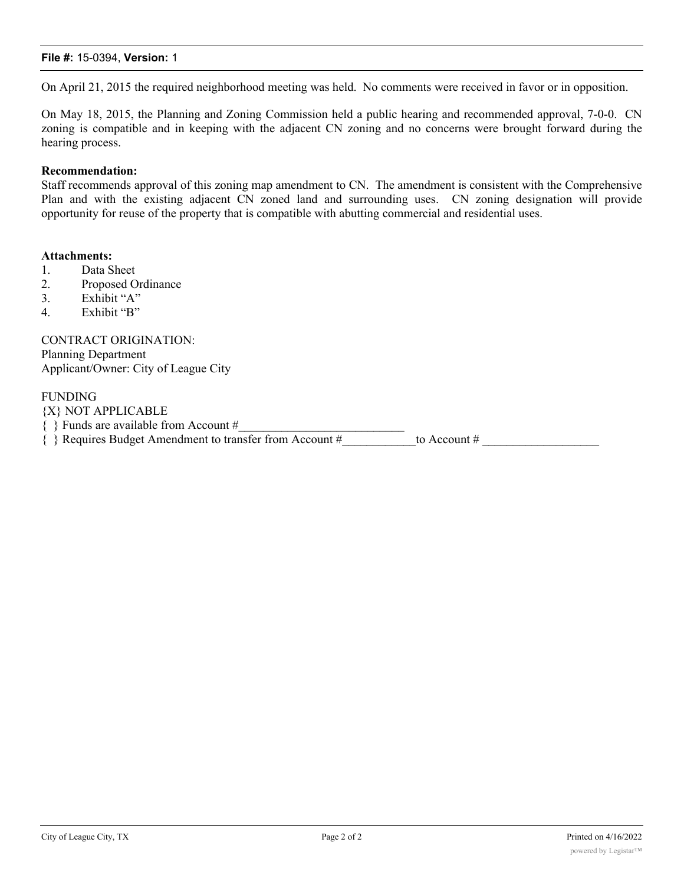On April 21, 2015 the required neighborhood meeting was held. No comments were received in favor or in opposition.

On May 18, 2015, the Planning and Zoning Commission held a public hearing and recommended approval, 7-0-0. CN zoning is compatible and in keeping with the adjacent CN zoning and no concerns were brought forward during the hearing process.

**Recommendation:**
Staff recommends approval of this zoning map amendment to CN. The amendment is consistent with the Comprehensive Plan and with the existing adjacent CN zoned land and surrounding uses. CN zoning designation will provide opportunity for reuse of the property that is compatible with abutting commercial and residential uses.

**Attachments:**
1. Data Sheet
2. Proposed Ordinance
3. Exhibit "A"
4. Exhibit "B"

CONTRACT ORIGINATION:
Planning Department
Applicant/Owner: City of League City

FUNDING
{X} NOT APPLICABLE
{ } Funds are available from Account #___________________________
{ } Requires Budget Amendment to transfer from Account #____________to Account # ___________________